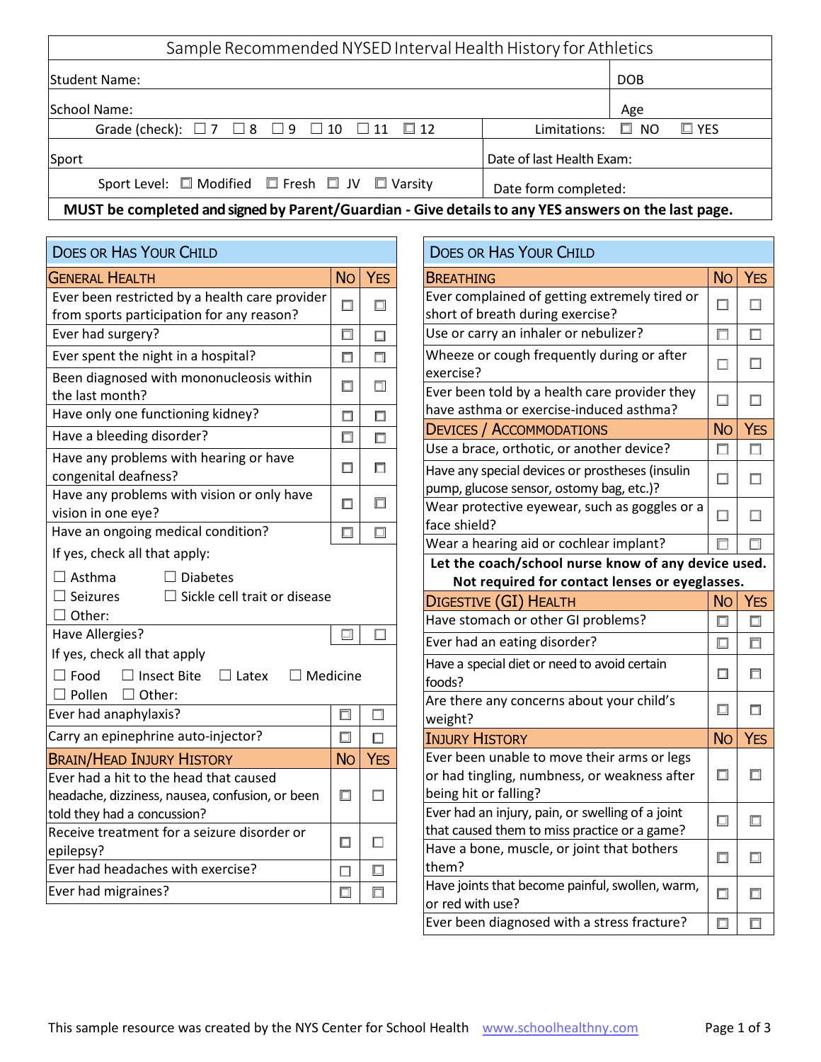# Sample Recommended NYSED Interval Health History for Athletics

| Student Name: | DOB |
|---|---|
| School Name: | Age |
| Grade (check): ☐ 7 ☐ 8 ☐ 9 ☐ 10 ☐ 11 ☐ 12 | Limitations: ☐ NO ☐ YES |
| Sport | Date of last Health Exam: |
| Sport Level: ☐ Modified ☐ Fresh ☐ JV ☐ Varsity | Date form completed: |

**MUST be completed and signed by Parent/Guardian - Give details to any YES answers on the last page.**

## Does or Has Your Child

| General Health | No | Yes |
|---|---|---|
| Ever been restricted by a health care provider from sports participation for any reason? | ☐ | ☐ |
| Ever had surgery? | ☐ | ☐ |
| Ever spent the night in a hospital? | ☐ | ☐ |
| Been diagnosed with mononucleosis within the last month? | ☐ | ☐ |
| Have only one functioning kidney? | ☐ | ☐ |
| Have a bleeding disorder? | ☐ | ☐ |
| Have any problems with hearing or have congenital deafness? | ☐ | ☐ |
| Have any problems with vision or only have vision in one eye? | ☐ | ☐ |
| Have an ongoing medical condition? | ☐ | ☐ |
| If yes, check all that apply: ☐ Asthma ☐ Diabetes ☐ Seizures ☐ Sickle cell trait or disease ☐ Other: | | |
| Have Allergies? | ☐ | ☐ |
| If yes, check all that apply ☐ Food ☐ Insect Bite ☐ Latex ☐ Medicine ☐ Pollen ☐ Other: | | |
| Ever had anaphylaxis? | ☐ | ☐ |
| Carry an epinephrine auto-injector? | ☐ | ☐ |

| Brain/Head Injury History | No | Yes |
|---|---|---|
| Ever had a hit to the head that caused headache, dizziness, nausea, confusion, or been told they had a concussion? | ☐ | ☐ |
| Receive treatment for a seizure disorder or epilepsy? | ☐ | ☐ |
| Ever had headaches with exercise? | ☐ | ☐ |
| Ever had migraines? | ☐ | ☐ |

## Does or Has Your Child

| Breathing | No | Yes |
|---|---|---|
| Ever complained of getting extremely tired or short of breath during exercise? | ☐ | ☐ |
| Use or carry an inhaler or nebulizer? | ☐ | ☐ |
| Wheeze or cough frequently during or after exercise? | ☐ | ☐ |
| Ever been told by a health care provider they have asthma or exercise-induced asthma? | ☐ | ☐ |

| Devices / Accommodations | No | Yes |
|---|---|---|
| Use a brace, orthotic, or another device? | ☐ | ☐ |
| Have any special devices or prostheses (insulin pump, glucose sensor, ostomy bag, etc.)? | ☐ | ☐ |
| Wear protective eyewear, such as goggles or a face shield? | ☐ | ☐ |
| Wear a hearing aid or cochlear implant? | ☐ | ☐ |

**Let the coach/school nurse know of any device used. Not required for contact lenses or eyeglasses.**

| Digestive (GI) Health | No | Yes |
|---|---|---|
| Have stomach or other GI problems? | ☐ | ☐ |
| Ever had an eating disorder? | ☐ | ☐ |
| Have a special diet or need to avoid certain foods? | ☐ | ☐ |
| Are there any concerns about your child's weight? | ☐ | ☐ |

| Injury History | No | Yes |
|---|---|---|
| Ever been unable to move their arms or legs or had tingling, numbness, or weakness after being hit or falling? | ☐ | ☐ |
| Ever had an injury, pain, or swelling of a joint that caused them to miss practice or a game? | ☐ | ☐ |
| Have a bone, muscle, or joint that bothers them? | ☐ | ☐ |
| Have joints that become painful, swollen, warm, or red with use? | ☐ | ☐ |
| Ever been diagnosed with a stress fracture? | ☐ | ☐ |

This sample resource was created by the NYS Center for School Health www.schoolhealthny.com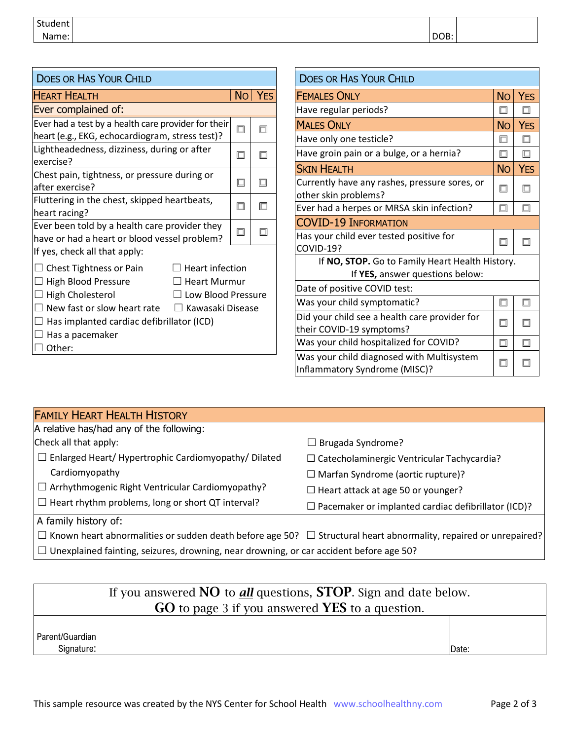| Student Name: | | DOB: | |
|---|---|---|---|

## Does or Has Your Child

| Heart Health | No | Yes |
|---|---|---|
| **Ever complained of:** | | |
| Ever had a test by a health care provider for their heart (e.g., EKG, echocardiogram, stress test)? | ☐ | ☐ |
| Lightheadedness, dizziness, during or after exercise? | ☐ | ☐ |
| Chest pain, tightness, or pressure during or after exercise? | ☐ | ☐ |
| Fluttering in the chest, skipped heartbeats, heart racing? | ☐ | ☐ |
| Ever been told by a health care provider they have or had a heart or blood vessel problem? | ☐ | ☐ |

If yes, check all that apply:

- ☐ Chest Tightness or Pain
- ☐ Heart infection
- ☐ High Blood Pressure
- ☐ Heart Murmur
- ☐ High Cholesterol
- ☐ Low Blood Pressure
- ☐ New fast or slow heart rate
- ☐ Kawasaki Disease
- ☐ Has implanted cardiac defibrillator (ICD)
- ☐ Has a pacemaker
- ☐ Other:

## Does or Has Your Child

| Females Only | No | Yes |
|---|---|---|
| Have regular periods? | ☐ | ☐ |
| **Males Only** | **No** | **Yes** |
| Have only one testicle? | ☐ | ☐ |
| Have groin pain or a bulge, or a hernia? | ☐ | ☐ |
| **Skin Health** | **No** | **Yes** |
| Currently have any rashes, pressure sores, or other skin problems? | ☐ | ☐ |
| Ever had a herpes or MRSA skin infection? | ☐ | ☐ |
| **COVID-19 Information** | | |
| Has your child ever tested positive for COVID-19? | ☐ | ☐ |

If **NO, STOP.** Go to Family Heart Health History.
If **YES,** answer questions below:

| | No | Yes |
|---|---|---|
| Date of positive COVID test: | | |
| Was your child symptomatic? | ☐ | ☐ |
| Did your child see a health care provider for their COVID-19 symptoms? | ☐ | ☐ |
| Was your child hospitalized for COVID? | ☐ | ☐ |
| Was your child diagnosed with Multisystem Inflammatory Syndrome (MISC)? | ☐ | ☐ |

## Family Heart Health History

A relative has/had any of the following:

Check all that apply:

- ☐ Enlarged Heart/ Hypertrophic Cardiomyopathy/ Dilated Cardiomyopathy
- ☐ Arrhythmogenic Right Ventricular Cardiomyopathy?
- ☐ Heart rhythm problems, long or short QT interval?
- ☐ Brugada Syndrome?
- ☐ Catecholaminergic Ventricular Tachycardia?
- ☐ Marfan Syndrome (aortic rupture)?
- ☐ Heart attack at age 50 or younger?
- ☐ Pacemaker or implanted cardiac defibrillator (ICD)?

A family history of:

- ☐ Known heart abnormalities or sudden death before age 50?
- ☐ Structural heart abnormality, repaired or unrepaired?
- ☐ Unexplained fainting, seizures, drowning, near drowning, or car accident before age 50?

If you answered **NO** to ***all*** questions, **STOP**. Sign and date below.
**GO** to page 3 if you answered **YES** to a question.

| Parent/Guardian Signature: | Date: |
|---|---|

This sample resource was created by the NYS Center for School Health www.schoolhealthny.com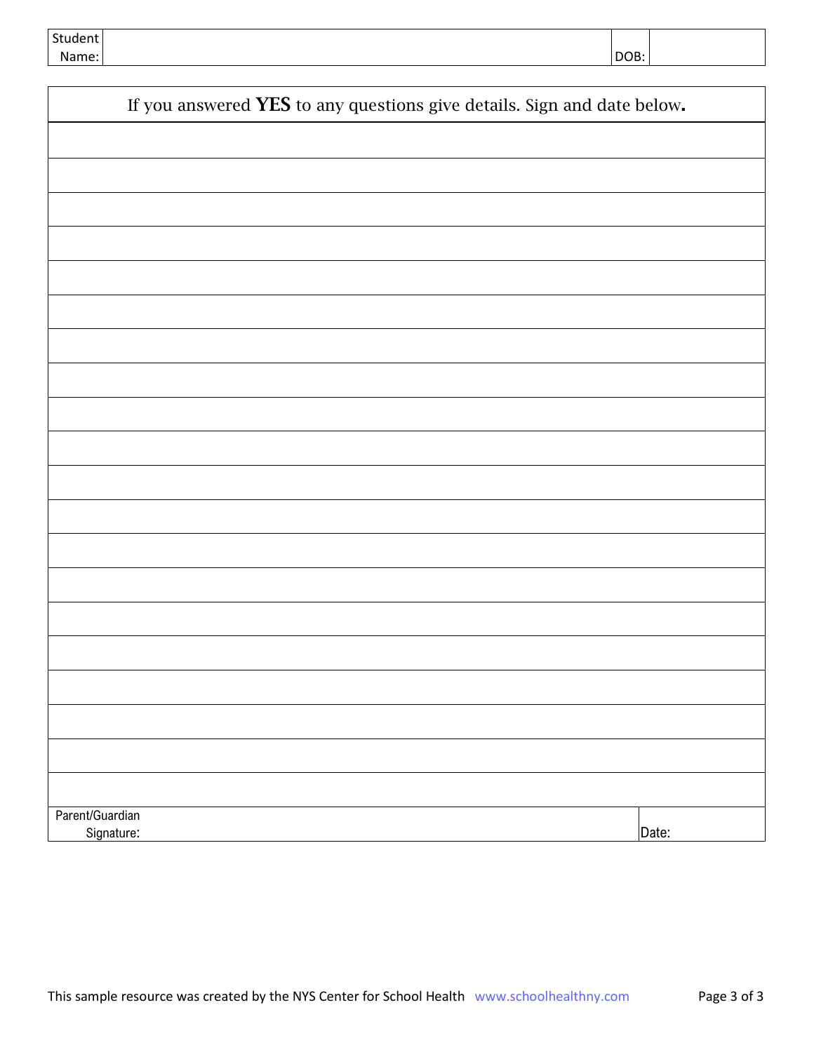| Student Name: | | DOB: | |
|---|---|---|---|

| If you answered **YES** to any questions give details. Sign and date below. | |
|---|---|
| | |
| | |
| | |
| | |
| | |
| | |
| | |
| | |
| | |
| | |
| | |
| | |
| | |
| | |
| | |
| | |
| | |
| | |
| | |
| | |
| Parent/Guardian Signature: | Date: |

This sample resource was created by the NYS Center for School Health www.schoolhealthny.com